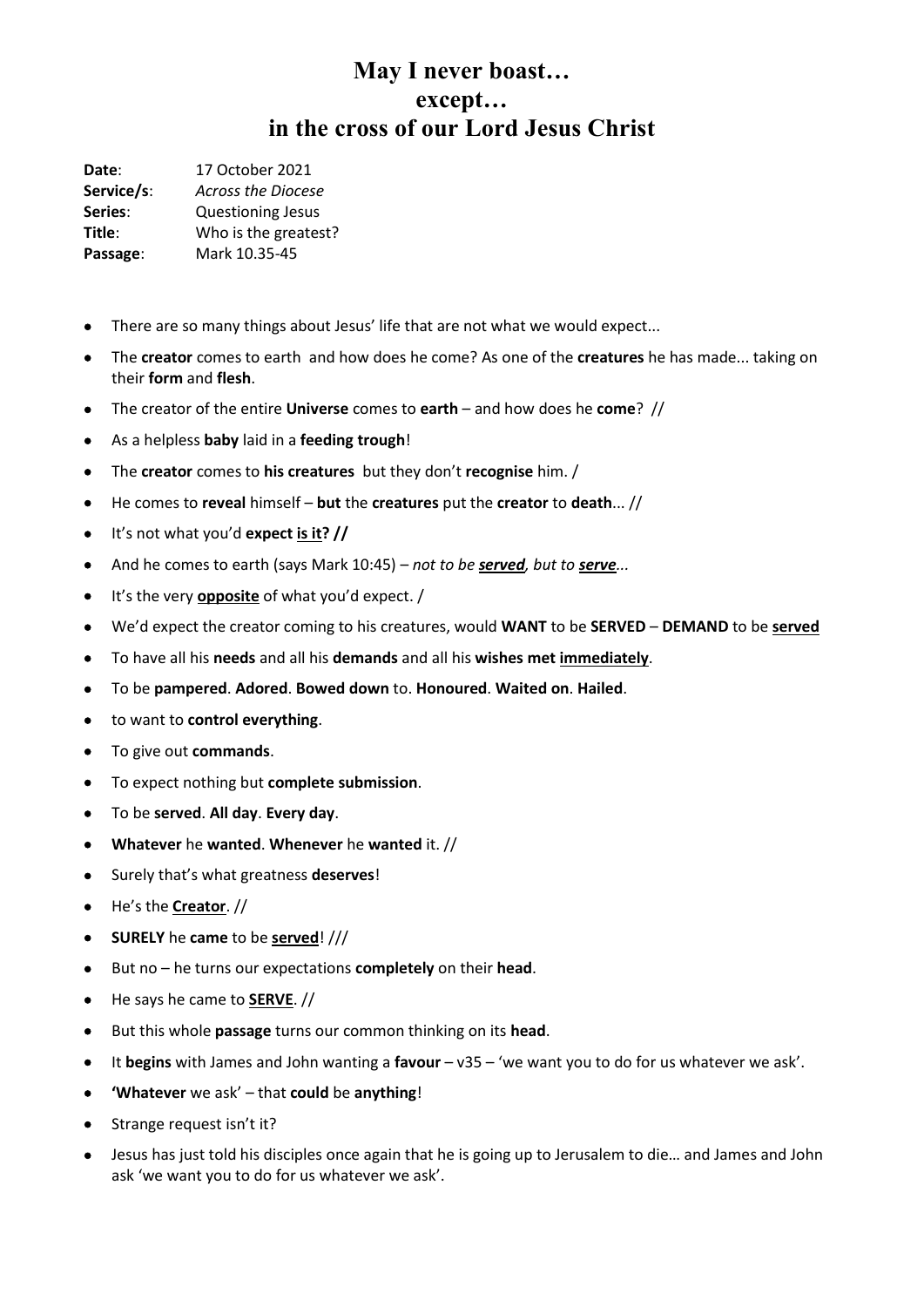# May I never boast… except… in the cross of our Lord Jesus Christ

**Date**: 17 October 2021
**Service/s**: *Across the Diocese*
**Series**: Questioning Jesus
**Title**: Who is the greatest?
**Passage**: Mark 10.35-45

- There are so many things about Jesus' life that are not what we would expect...
- The **creator** comes to earth and how does he come? As one of the **creatures** he has made... taking on their **form** and **flesh**.
- The creator of the entire **Universe** comes to **earth** – and how does he **come**? //
- As a helpless **baby** laid in a **feeding trough**!
- The **creator** comes to **his creatures** but they don't **recognise** him. /
- He comes to **reveal** himself – **but** the **creatures** put the **creator** to **death**... //
- It's not what you'd **expect <u>is it</u>? //**
- And he comes to earth (says Mark 10:45) – *not to be <u>**served**</u>, but to <u>**serve**</u>...*
- It's the very <u>**opposite**</u> of what you'd expect. /
- We'd expect the creator coming to his creatures, would **WANT** to be **SERVED** – **DEMAND** to be <u>**served**</u>
- To have all his **needs** and all his **demands** and all his **wishes met <u>immediately</u>**.
- To be **pampered**. **Adored**. **Bowed down** to. **Honoured**. **Waited on**. **Hailed**.
- to want to **control everything**.
- To give out **commands**.
- To expect nothing but **complete submission**.
- To be **served**. **All day**. **Every day**.
- **Whatever** he **wanted**. **Whenever** he **wanted** it. //
- Surely that's what greatness **deserves**!
- He's the <u>**Creator**</u>. //
- **SURELY** he **came** to be <u>**served**</u>! ///
- But no – he turns our expectations **completely** on their **head**.
- He says he came to <u>**SERVE**</u>. //
- But this whole **passage** turns our common thinking on its **head**.
- It **begins** with James and John wanting a **favour** – v35 – 'we want you to do for us whatever we ask'.
- **'Whatever** we ask' – that **could** be **anything**!
- Strange request isn't it?
- Jesus has just told his disciples once again that he is going up to Jerusalem to die… and James and John ask 'we want you to do for us whatever we ask'.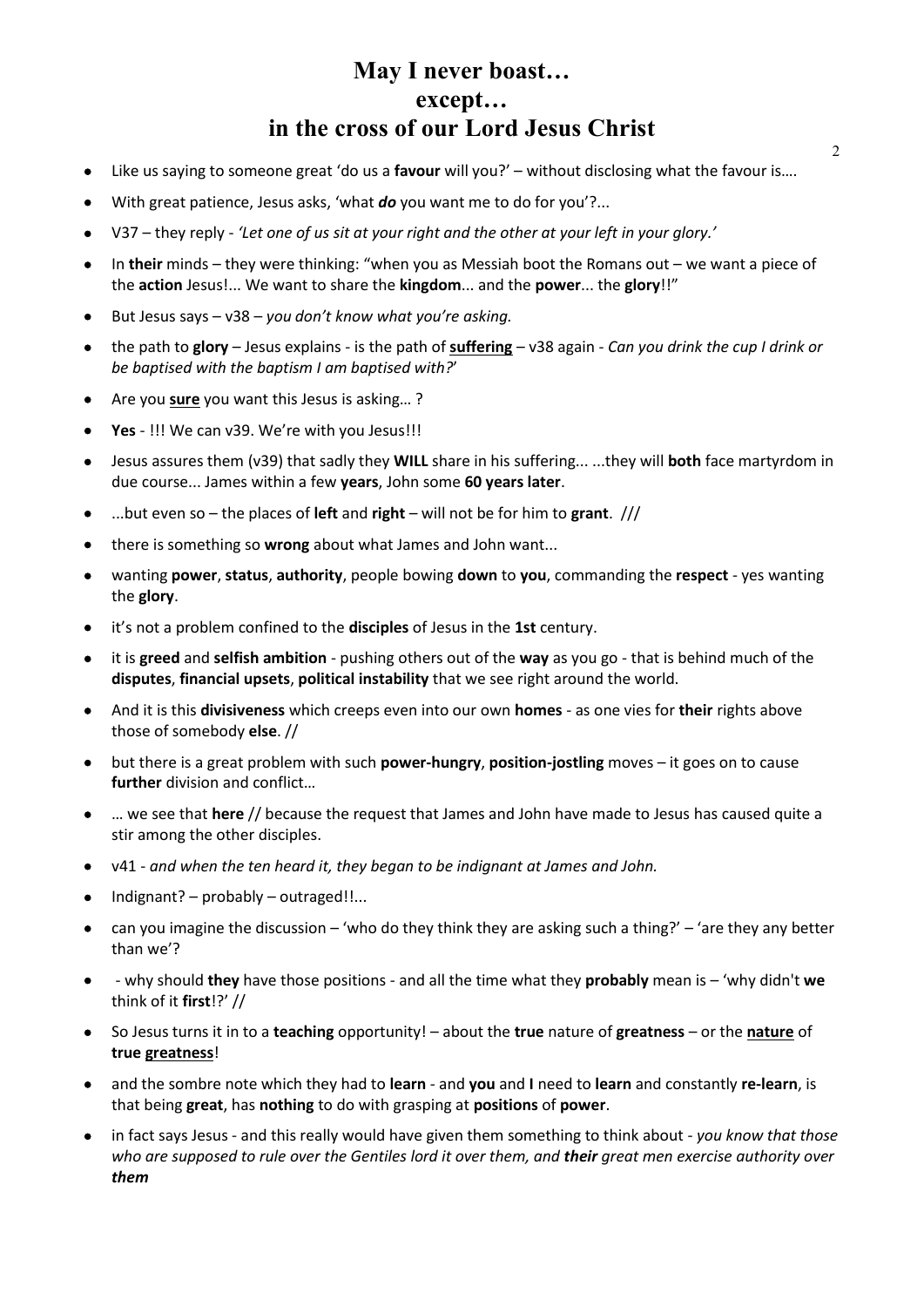# May I never boast… except… in the cross of our Lord Jesus Christ

- Like us saying to someone great 'do us a **favour** will you?' – without disclosing what the favour is….
- With great patience, Jesus asks, 'what ***do*** you want me to do for you'?...
- V37 – they reply - *'Let one of us sit at your right and the other at your left in your glory.'*
- In **their** minds – they were thinking: "when you as Messiah boot the Romans out – we want a piece of the **action** Jesus!... We want to share the **kingdom**... and the **power**... the **glory**!!"
- But Jesus says – v38 – *you don't know what you're asking.*
- the path to **glory** – Jesus explains - is the path of **<u>suffering</u>** – v38 again - *Can you drink the cup I drink or be baptised with the baptism I am baptised with?*'
- Are you **<u>sure</u>** you want this Jesus is asking… ?
- **Yes** - !!! We can v39. We're with you Jesus!!!
- Jesus assures them (v39) that sadly they **WILL** share in his suffering... ...they will **both** face martyrdom in due course... James within a few **years**, John some **60 years later**.
- ...but even so – the places of **left** and **right** – will not be for him to **grant**. ///
- there is something so **wrong** about what James and John want...
- wanting **power**, **status**, **authority**, people bowing **down** to **you**, commanding the **respect** - yes wanting the **glory**.
- it's not a problem confined to the **disciples** of Jesus in the **1st** century.
- it is **greed** and **selfish ambition** - pushing others out of the **way** as you go - that is behind much of the **disputes**, **financial upsets**, **political instability** that we see right around the world.
- And it is this **divisiveness** which creeps even into our own **homes** - as one vies for **their** rights above those of somebody **else**. //
- but there is a great problem with such **power-hungry**, **position-jostling** moves – it goes on to cause **further** division and conflict…
- … we see that **here** // because the request that James and John have made to Jesus has caused quite a stir among the other disciples.
- v41 - *and when the ten heard it, they began to be indignant at James and John.*
- Indignant? – probably – outraged!!...
- can you imagine the discussion – 'who do they think they are asking such a thing?' – 'are they any better than we'?
- - why should **they** have those positions - and all the time what they **probably** mean is – 'why didn't **we** think of it **first**!?' //
- So Jesus turns it in to a **teaching** opportunity! – about the **true** nature of **greatness** – or the **<u>nature</u>** of **true <u>greatness</u>**!
- and the sombre note which they had to **learn** - and **you** and **I** need to **learn** and constantly **re-learn**, is that being **great**, has **nothing** to do with grasping at **positions** of **power**.
- in fact says Jesus - and this really would have given them something to think about - *you know that those who are supposed to rule over the Gentiles lord it over them, and **their** great men exercise authority over **them***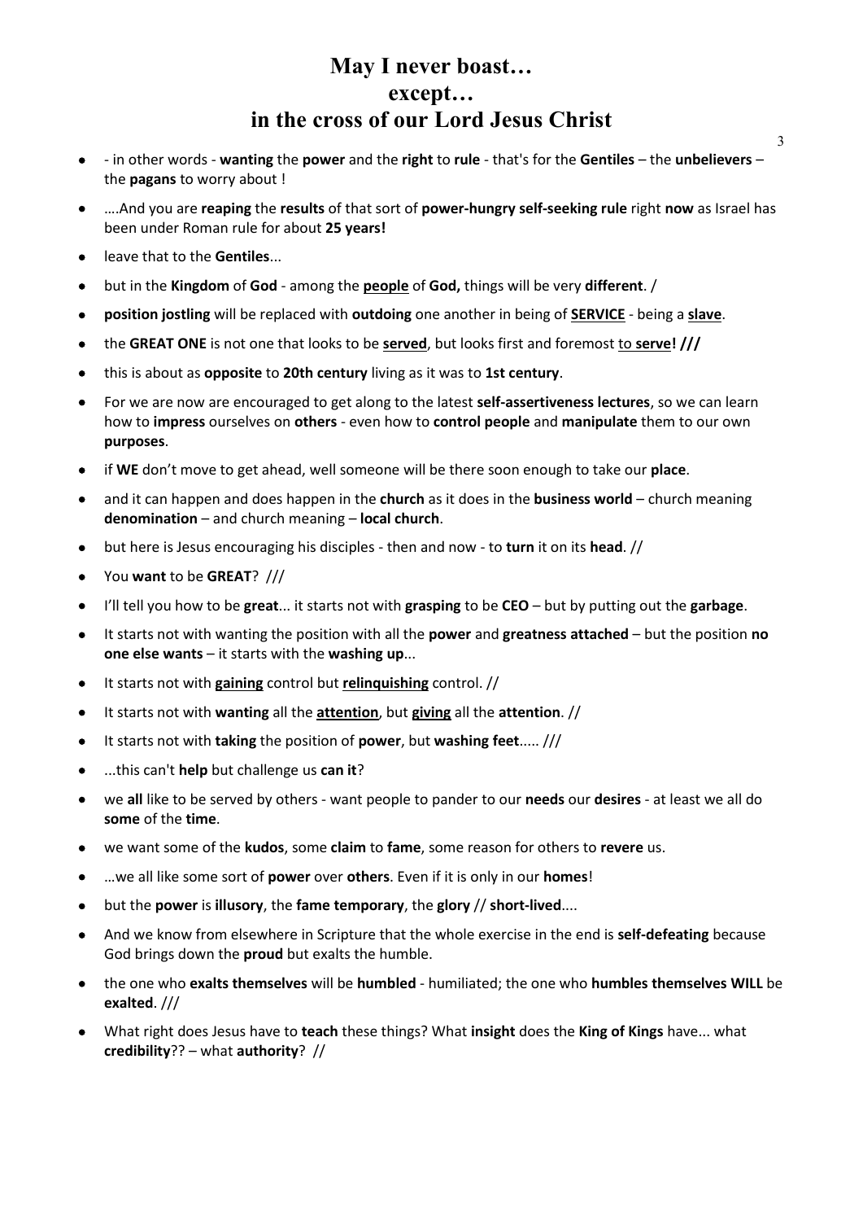# May I never boast… except… in the cross of our Lord Jesus Christ

- - in other words - **wanting** the **power** and the **right** to **rule** - that's for the **Gentiles** – the **unbelievers** – the **pagans** to worry about !
- ….And you are **reaping** the **results** of that sort of **power-hungry self-seeking rule** right **now** as Israel has been under Roman rule for about **25 years!**
- leave that to the **Gentiles**...
- but in the **Kingdom** of **God** - among the **<u>people</u>** of **God,** things will be very **different**. /
- **position jostling** will be replaced with **outdoing** one another in being of **<u>SERVICE</u>** - being a **<u>slave</u>**.
- the **GREAT ONE** is not one that looks to be **<u>served</u>**, but looks first and foremost <u>to</u> **<u>serve</u>! ///**
- this is about as **opposite** to **20th century** living as it was to **1st century**.
- For we are now are encouraged to get along to the latest **self-assertiveness lectures**, so we can learn how to **impress** ourselves on **others** - even how to **control people** and **manipulate** them to our own **purposes**.
- if **WE** don't move to get ahead, well someone will be there soon enough to take our **place**.
- and it can happen and does happen in the **church** as it does in the **business world** – church meaning **denomination** – and church meaning – **local church**.
- but here is Jesus encouraging his disciples - then and now - to **turn** it on its **head**. //
- You **want** to be **GREAT**? ///
- I'll tell you how to be **great**... it starts not with **grasping** to be **CEO** – but by putting out the **garbage**.
- It starts not with wanting the position with all the **power** and **greatness attached** – but the position **no one else wants** – it starts with the **washing up**...
- It starts not with **<u>gaining</u>** control but **<u>relinquishing</u>** control. //
- It starts not with **wanting** all the **<u>attention</u>**, but **<u>giving</u>** all the **attention**. //
- It starts not with **taking** the position of **power**, but **washing feet**..... ///
- ...this can't **help** but challenge us **can it**?
- we **all** like to be served by others - want people to pander to our **needs** our **desires** - at least we all do **some** of the **time**.
- we want some of the **kudos**, some **claim** to **fame**, some reason for others to **revere** us.
- …we all like some sort of **power** over **others**. Even if it is only in our **homes**!
- but the **power** is **illusory**, the **fame temporary**, the **glory** // **short-lived**....
- And we know from elsewhere in Scripture that the whole exercise in the end is **self-defeating** because God brings down the **proud** but exalts the humble.
- the one who **exalts themselves** will be **humbled** - humiliated; the one who **humbles themselves WILL** be **exalted**. ///
- What right does Jesus have to **teach** these things? What **insight** does the **King of Kings** have... what **credibility**?? – what **authority**? //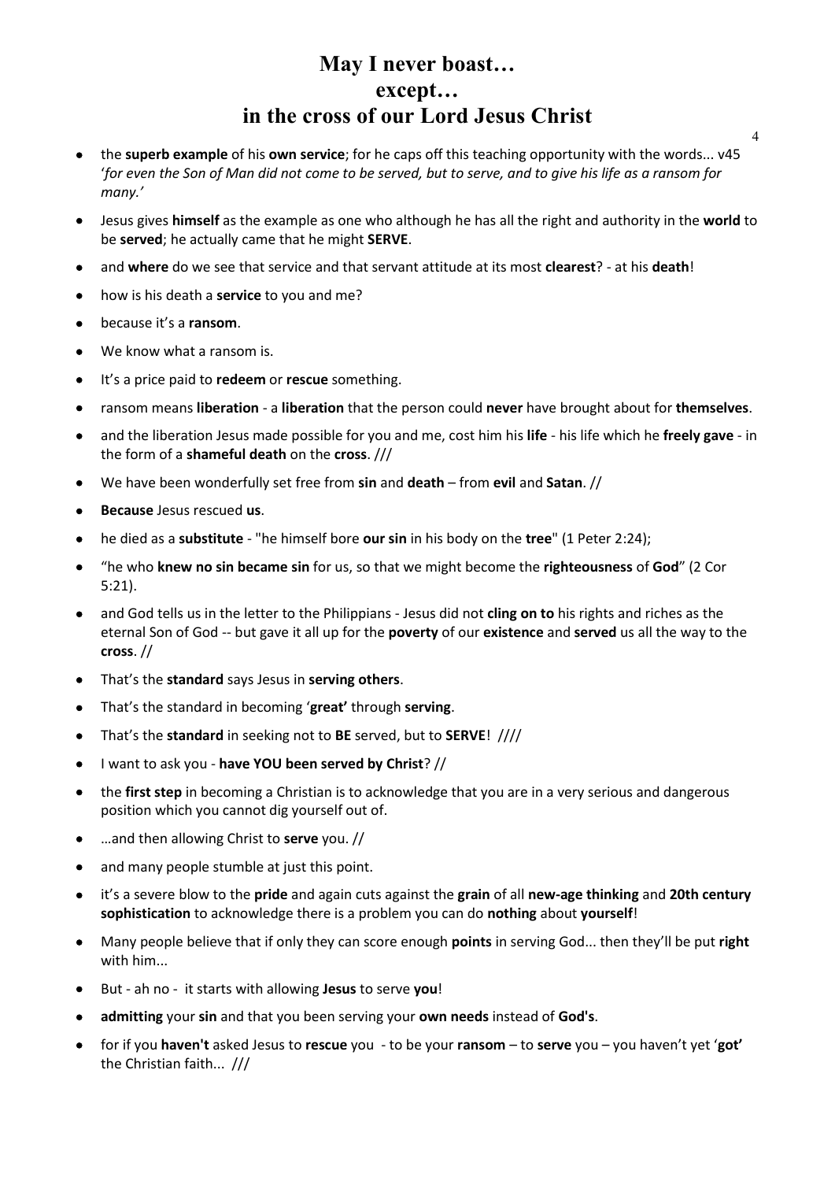# May I never boast…
# except…
# in the cross of our Lord Jesus Christ

- the **superb example** of his **own service**; for he caps off this teaching opportunity with the words... v45 '*for even the Son of Man did not come to be served, but to serve, and to give his life as a ransom for many.'*
- Jesus gives **himself** as the example as one who although he has all the right and authority in the **world** to be **served**; he actually came that he might **SERVE**.
- and **where** do we see that service and that servant attitude at its most **clearest**? - at his **death**!
- how is his death a **service** to you and me?
- because it's a **ransom**.
- We know what a ransom is.
- It's a price paid to **redeem** or **rescue** something.
- ransom means **liberation** - a **liberation** that the person could **never** have brought about for **themselves**.
- and the liberation Jesus made possible for you and me, cost him his **life** - his life which he **freely gave** - in the form of a **shameful death** on the **cross**. ///
- We have been wonderfully set free from **sin** and **death** – from **evil** and **Satan**. //
- **Because** Jesus rescued **us**.
- he died as a **substitute** - "he himself bore **our sin** in his body on the **tree**" (1 Peter 2:24);
- "he who **knew no sin became sin** for us, so that we might become the **righteousness** of **God**" (2 Cor 5:21).
- and God tells us in the letter to the Philippians - Jesus did not **cling on to** his rights and riches as the eternal Son of God -- but gave it all up for the **poverty** of our **existence** and **served** us all the way to the **cross**. //
- That's the **standard** says Jesus in **serving others**.
- That's the standard in becoming '**great'** through **serving**.
- That's the **standard** in seeking not to **BE** served, but to **SERVE**! ////
- I want to ask you - **have YOU been served by Christ**? //
- the **first step** in becoming a Christian is to acknowledge that you are in a very serious and dangerous position which you cannot dig yourself out of.
- …and then allowing Christ to **serve** you. //
- and many people stumble at just this point.
- it's a severe blow to the **pride** and again cuts against the **grain** of all **new-age thinking** and **20th century sophistication** to acknowledge there is a problem you can do **nothing** about **yourself**!
- Many people believe that if only they can score enough **points** in serving God... then they'll be put **right** with him...
- But - ah no - it starts with allowing **Jesus** to serve **you**!
- **admitting** your **sin** and that you been serving your **own needs** instead of **God's**.
- for if you **haven't** asked Jesus to **rescue** you - to be your **ransom** – to **serve** you – you haven't yet '**got'** the Christian faith... ///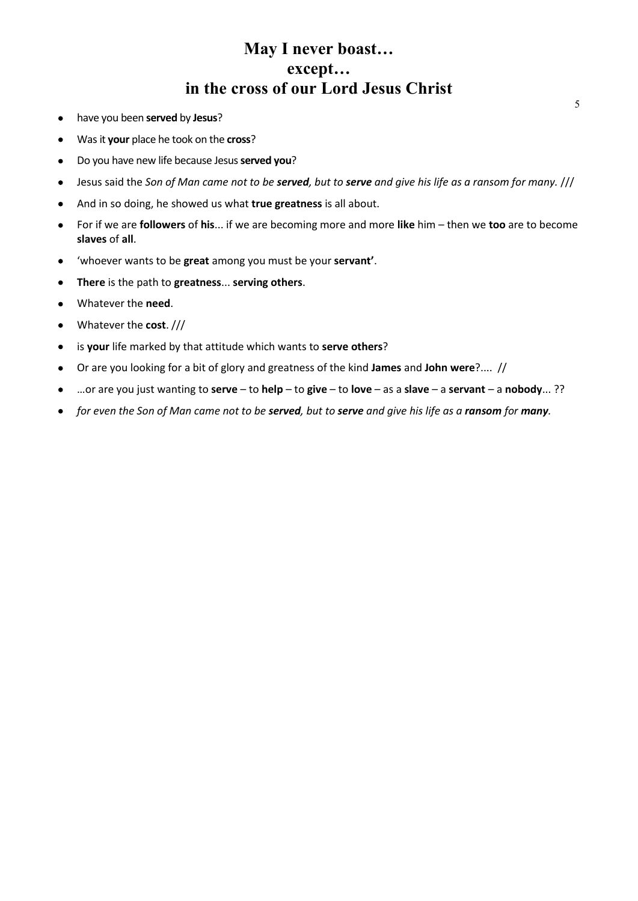# May I never boast… except… in the cross of our Lord Jesus Christ

- have you been **served** by **Jesus**?
- Was it **your** place he took on the **cross**?
- Do you have new life because Jesus **served you**?
- Jesus said the *Son of Man came not to be **served**, but to **serve** and give his life as a ransom for many.* ///
- And in so doing, he showed us what **true greatness** is all about.
- For if we are **followers** of **his**... if we are becoming more and more **like** him – then we **too** are to become **slaves** of **all**.
- 'whoever wants to be **great** among you must be your **servant'**.
- **There** is the path to **greatness**... **serving others**.
- Whatever the **need**.
- Whatever the **cost**. ///
- is **your** life marked by that attitude which wants to **serve others**?
- Or are you looking for a bit of glory and greatness of the kind **James** and **John were**?.... //
- …or are you just wanting to **serve** – to **help** – to **give** – to **love** – as a **slave** – a **servant** – a **nobody**... ??
- *for even the Son of Man came not to be **served**, but to **serve** and give his life as a **ransom** for **many**.*